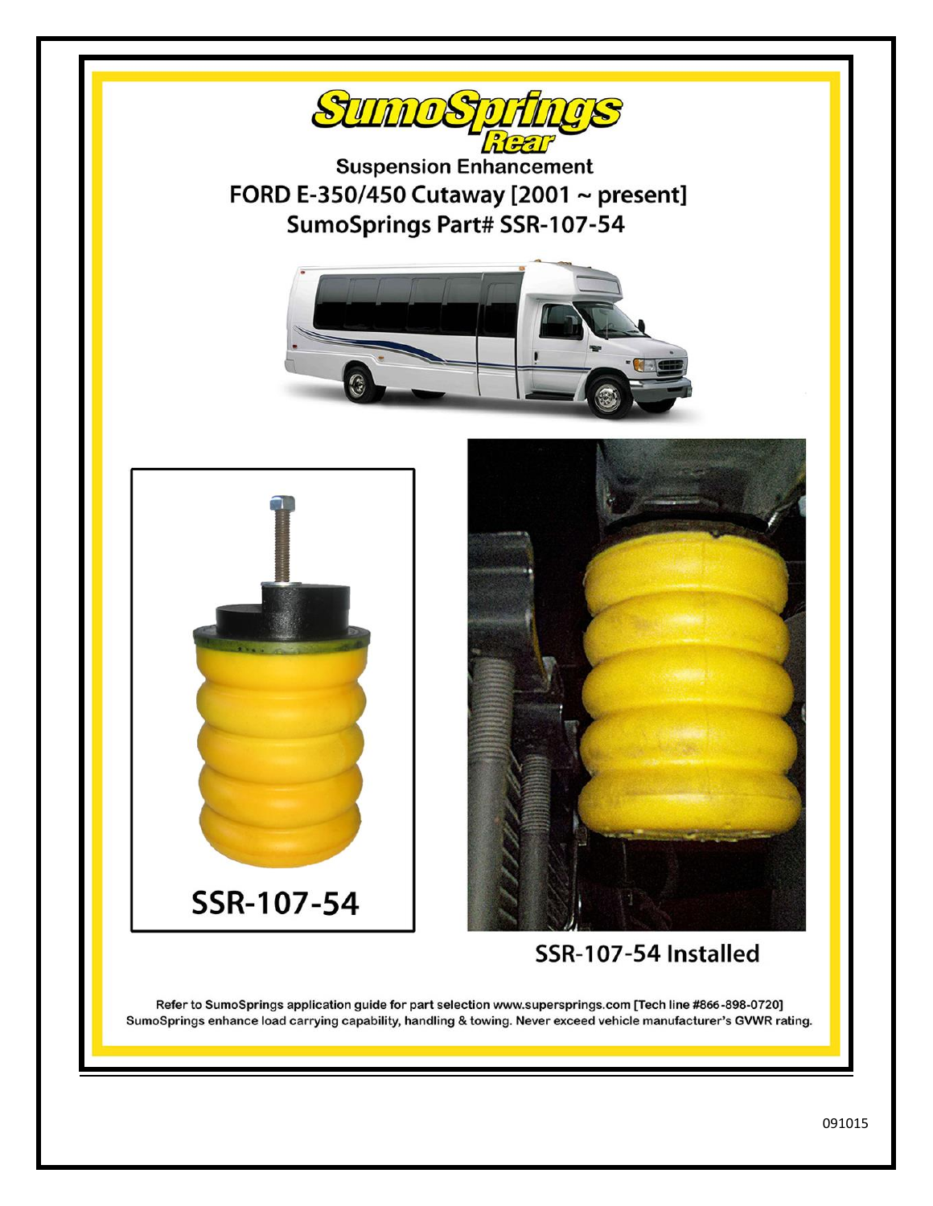# SumoSprings Rear

## Suspension Enhancement

## FORD E-350/450 Cutaway [2001 ~ present]

## SumoSprings Part# SSR-107-54

SSR-107-54

SSR-107-54 Installed

Refer to SumoSprings application guide for part selection www.supersprings.com [Tech line #866-898-0720]
SumoSprings enhance load carrying capability, handling & towing. Never exceed vehicle manufacturer's GVWR rating.

091015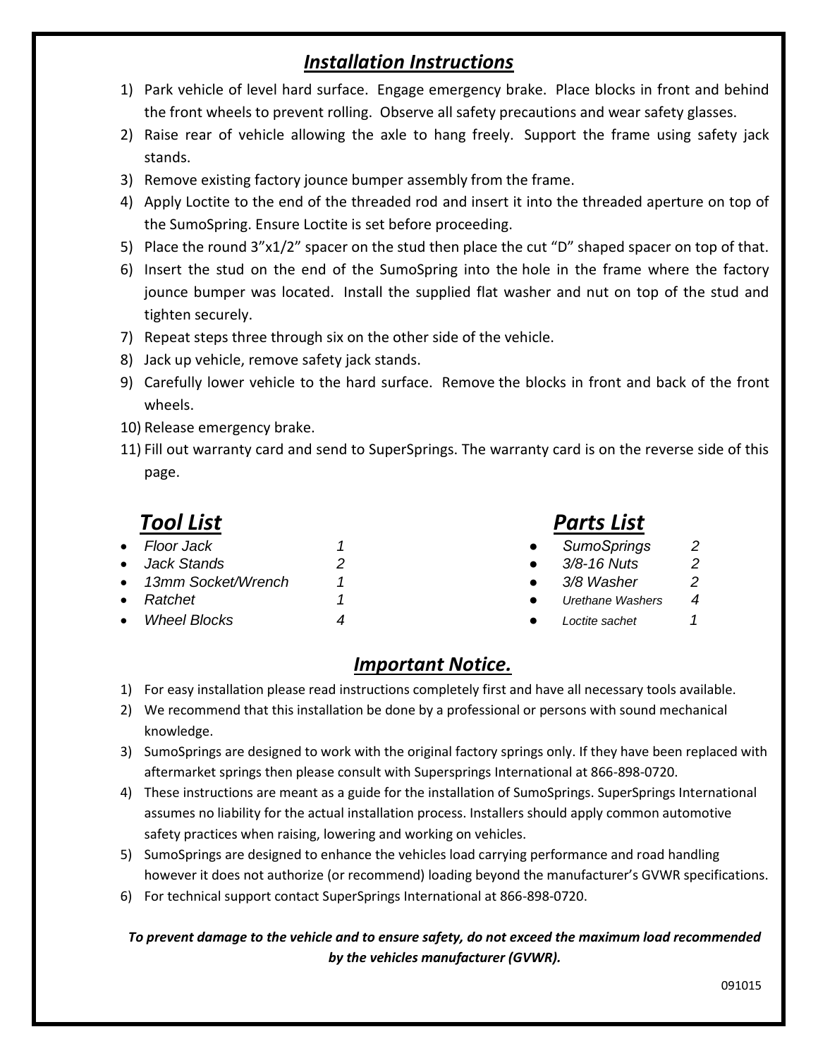## *Installation Instructions*

1) Park vehicle of level hard surface. Engage emergency brake. Place blocks in front and behind the front wheels to prevent rolling. Observe all safety precautions and wear safety glasses.
2) Raise rear of vehicle allowing the axle to hang freely. Support the frame using safety jack stands.
3) Remove existing factory jounce bumper assembly from the frame.
4) Apply Loctite to the end of the threaded rod and insert it into the threaded aperture on top of the SumoSpring. Ensure Loctite is set before proceeding.
5) Place the round 3"x1/2" spacer on the stud then place the cut "D" shaped spacer on top of that.
6) Insert the stud on the end of the SumoSpring into the hole in the frame where the factory jounce bumper was located. Install the supplied flat washer and nut on top of the stud and tighten securely.
7) Repeat steps three through six on the other side of the vehicle.
8) Jack up vehicle, remove safety jack stands.
9) Carefully lower vehicle to the hard surface. Remove the blocks in front and back of the front wheels.
10) Release emergency brake.
11) Fill out warranty card and send to SuperSprings. The warranty card is on the reverse side of this page.

## *Tool List*

- *Floor Jack* 1
- *Jack Stands* 2
- *13mm Socket/Wrench* 1
- *Ratchet* 1
- *Wheel Blocks* 4

## *Parts List*

- *SumoSprings* 2
- *3/8-16 Nuts* 2
- *3/8 Washer* 2
- *Urethane Washers* 4
- *Loctite sachet* 1

## *Important Notice.*

1) For easy installation please read instructions completely first and have all necessary tools available.
2) We recommend that this installation be done by a professional or persons with sound mechanical knowledge.
3) SumoSprings are designed to work with the original factory springs only. If they have been replaced with aftermarket springs then please consult with Supersprings International at 866-898-0720.
4) These instructions are meant as a guide for the installation of SumoSprings. SuperSprings International assumes no liability for the actual installation process. Installers should apply common automotive safety practices when raising, lowering and working on vehicles.
5) SumoSprings are designed to enhance the vehicles load carrying performance and road handling however it does not authorize (or recommend) loading beyond the manufacturer's GVWR specifications.
6) For technical support contact SuperSprings International at 866-898-0720.

***To prevent damage to the vehicle and to ensure safety, do not exceed the maximum load recommended by the vehicles manufacturer (GVWR).***

091015